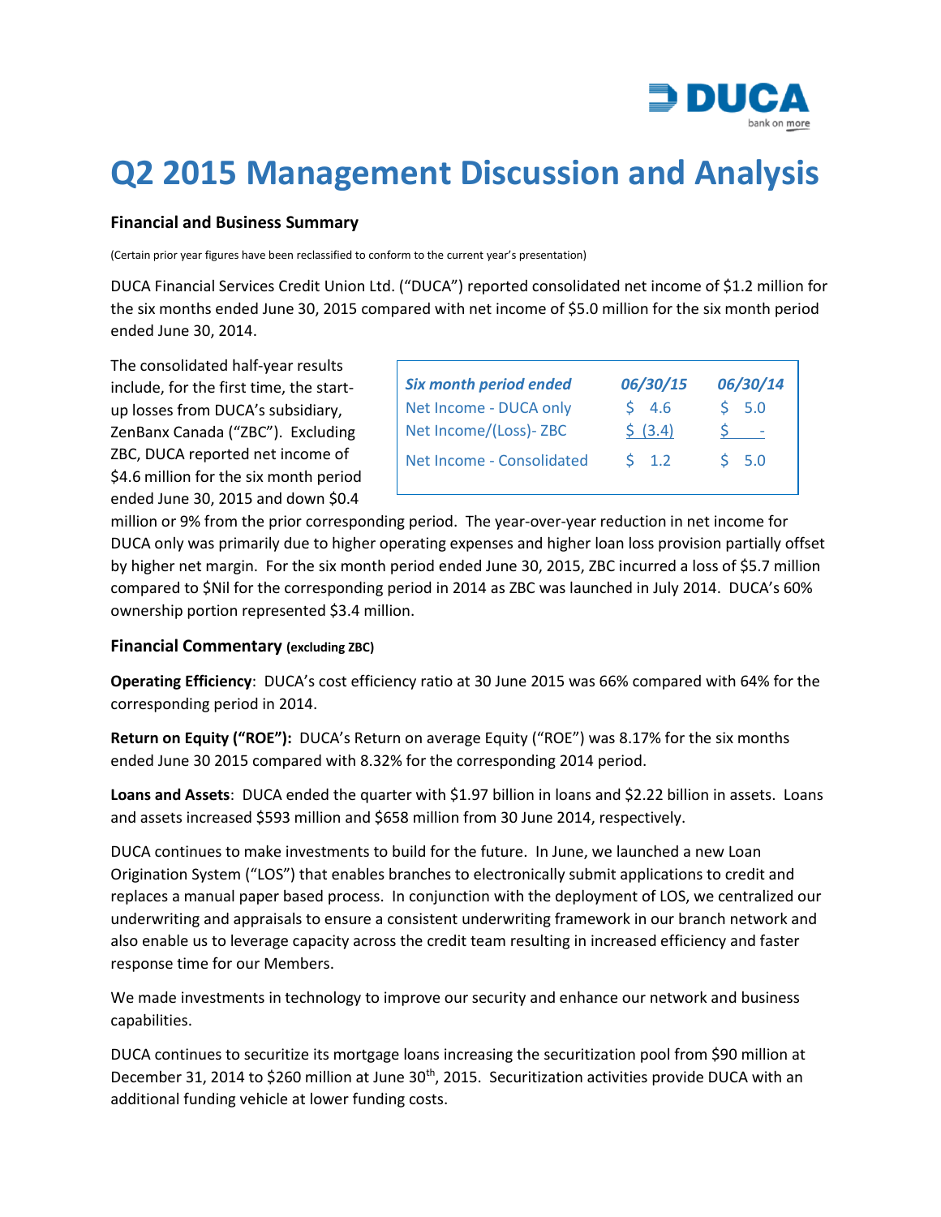# Q2 2015 Management Discussion and Analysis

### Financial and Business Summary

(Certain prior year figures have been reclassified to conform to the current year's presentation)

DUCA Financial Services Credit Union Ltd. ("DUCA") reported consolidated net income of $1.2 million for the six months ended June 30, 2015 compared with net income of $5.0 million for the six month period ended June 30, 2014.

| *Six month period ended* | *06/30/15* | *06/30/14* |
|---|---|---|
| Net Income - DUCA only | $ 4.6 | $ 5.0 |
| Net Income/(Loss)- ZBC | $ (3.4) | $ - |
| Net Income - Consolidated | $ 1.2 | $ 5.0 |

The consolidated half-year results include, for the first time, the start-up losses from DUCA's subsidiary, ZenBanx Canada ("ZBC"). Excluding ZBC, DUCA reported net income of $4.6 million for the six month period ended June 30, 2015 and down $0.4 million or 9% from the prior corresponding period. The year-over-year reduction in net income for DUCA only was primarily due to higher operating expenses and higher loan loss provision partially offset by higher net margin. For the six month period ended June 30, 2015, ZBC incurred a loss of $5.7 million compared to $Nil for the corresponding period in 2014 as ZBC was launched in July 2014. DUCA's 60% ownership portion represented $3.4 million.

### Financial Commentary (excluding ZBC)

**Operating Efficiency**: DUCA's cost efficiency ratio at 30 June 2015 was 66% compared with 64% for the corresponding period in 2014.

**Return on Equity ("ROE"):** DUCA's Return on average Equity ("ROE") was 8.17% for the six months ended June 30 2015 compared with 8.32% for the corresponding 2014 period.

**Loans and Assets**: DUCA ended the quarter with $1.97 billion in loans and $2.22 billion in assets. Loans and assets increased $593 million and $658 million from 30 June 2014, respectively.

DUCA continues to make investments to build for the future. In June, we launched a new Loan Origination System ("LOS") that enables branches to electronically submit applications to credit and replaces a manual paper based process. In conjunction with the deployment of LOS, we centralized our underwriting and appraisals to ensure a consistent underwriting framework in our branch network and also enable us to leverage capacity across the credit team resulting in increased efficiency and faster response time for our Members.

We made investments in technology to improve our security and enhance our network and business capabilities.

DUCA continues to securitize its mortgage loans increasing the securitization pool from $90 million at December 31, 2014 to $260 million at June 30th, 2015. Securitization activities provide DUCA with an additional funding vehicle at lower funding costs.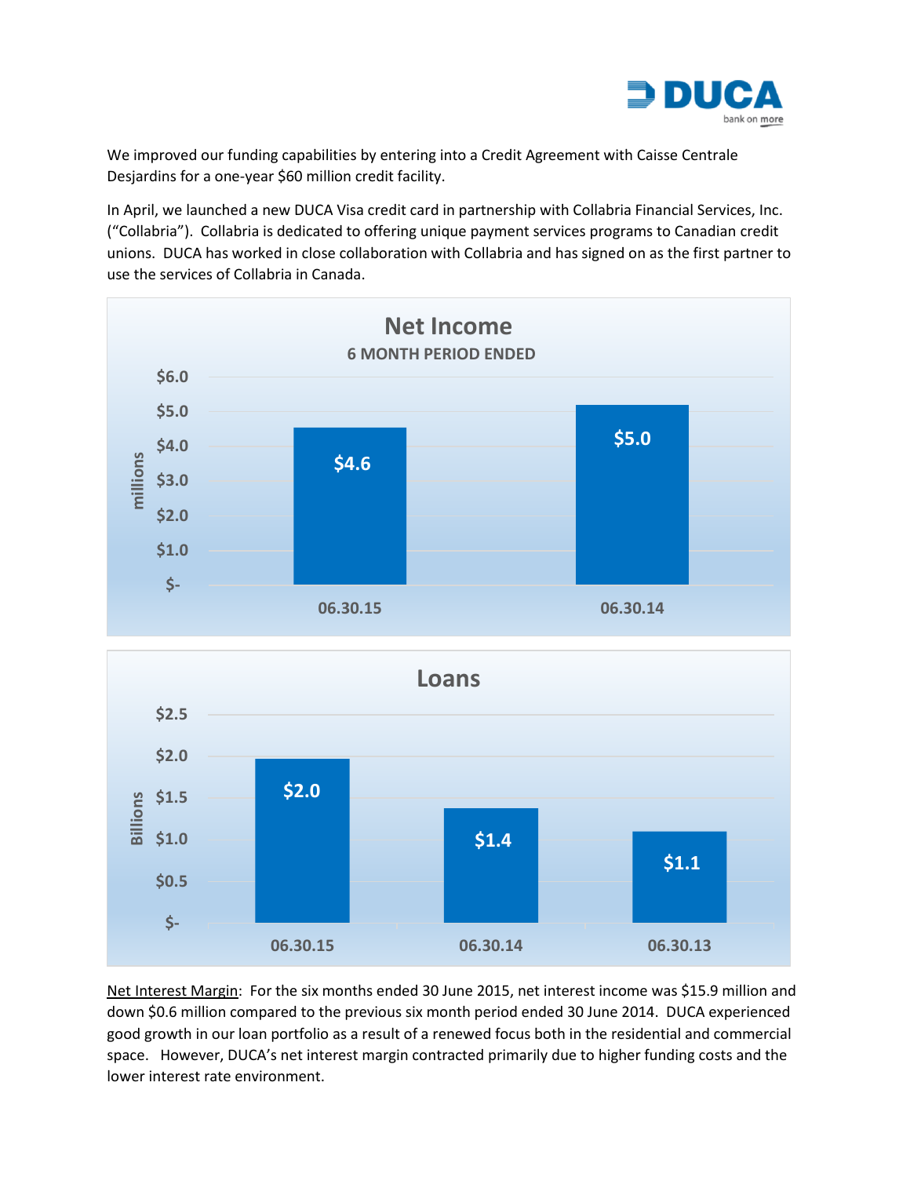We improved our funding capabilities by entering into a Credit Agreement with Caisse Centrale Desjardins for a one-year $60 million credit facility.

In April, we launched a new DUCA Visa credit card in partnership with Collabria Financial Services, Inc. ("Collabria"). Collabria is dedicated to offering unique payment services programs to Canadian credit unions. DUCA has worked in close collaboration with Collabria and has signed on as the first partner to use the services of Collabria in Canada.

**Net Income**
6 MONTH PERIOD ENDED

| | millions |
|---|---|
| 06.30.15 | $4.6 |
| 06.30.14 | $5.0 |

**Loans**

| | Billions |
|---|---|
| 06.30.15 | $2.0 |
| 06.30.14 | $1.4 |
| 06.30.13 | $1.1 |

Net Interest Margin: For the six months ended 30 June 2015, net interest income was $15.9 million and down $0.6 million compared to the previous six month period ended 30 June 2014. DUCA experienced good growth in our loan portfolio as a result of a renewed focus both in the residential and commercial space. However, DUCA's net interest margin contracted primarily due to higher funding costs and the lower interest rate environment.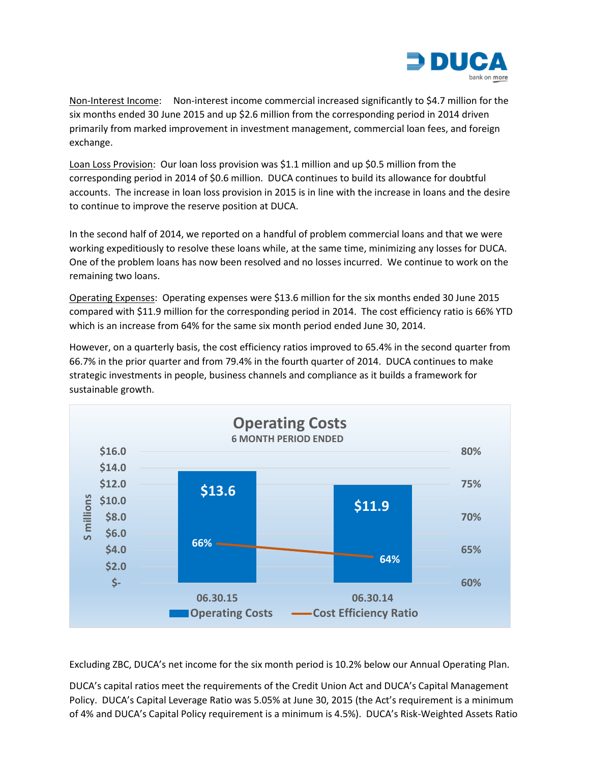Non-Interest Income: Non-interest income commercial increased significantly to $4.7 million for the six months ended 30 June 2015 and up $2.6 million from the corresponding period in 2014 driven primarily from marked improvement in investment management, commercial loan fees, and foreign exchange.

Loan Loss Provision: Our loan loss provision was $1.1 million and up $0.5 million from the corresponding period in 2014 of $0.6 million. DUCA continues to build its allowance for doubtful accounts. The increase in loan loss provision in 2015 is in line with the increase in loans and the desire to continue to improve the reserve position at DUCA.

In the second half of 2014, we reported on a handful of problem commercial loans and that we were working expeditiously to resolve these loans while, at the same time, minimizing any losses for DUCA. One of the problem loans has now been resolved and no losses incurred. We continue to work on the remaining two loans.

Operating Expenses: Operating expenses were $13.6 million for the six months ended 30 June 2015 compared with $11.9 million for the corresponding period in 2014. The cost efficiency ratio is 66% YTD which is an increase from 64% for the same six month period ended June 30, 2014.

However, on a quarterly basis, the cost efficiency ratios improved to 65.4% in the second quarter from 66.7% in the prior quarter and from 79.4% in the fourth quarter of 2014. DUCA continues to make strategic investments in people, business channels and compliance as it builds a framework for sustainable growth.

**Operating Costs**
**6 MONTH PERIOD ENDED**

| | 06.30.15 | 06.30.14 |
|---|---|---|
| Operating Costs ($ millions) | $13.6 | $11.9 |
| Cost Efficiency Ratio | 66% | 64% |

Excluding ZBC, DUCA's net income for the six month period is 10.2% below our Annual Operating Plan.

DUCA's capital ratios meet the requirements of the Credit Union Act and DUCA's Capital Management Policy. DUCA's Capital Leverage Ratio was 5.05% at June 30, 2015 (the Act's requirement is a minimum of 4% and DUCA's Capital Policy requirement is a minimum is 4.5%). DUCA's Risk-Weighted Assets Ratio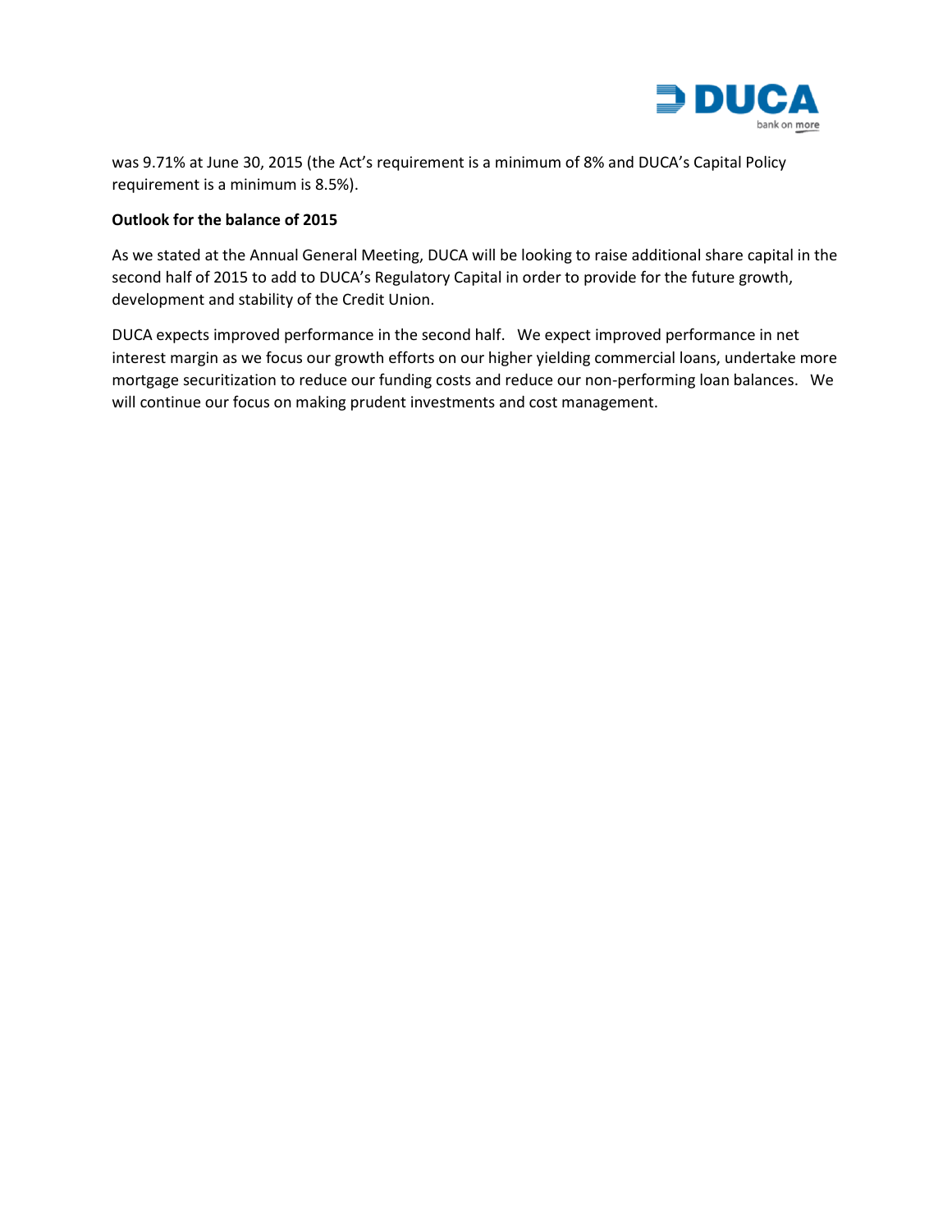was 9.71% at June 30, 2015 (the Act's requirement is a minimum of 8% and DUCA's Capital Policy requirement is a minimum is 8.5%).

**Outlook for the balance of 2015**

As we stated at the Annual General Meeting, DUCA will be looking to raise additional share capital in the second half of 2015 to add to DUCA's Regulatory Capital in order to provide for the future growth, development and stability of the Credit Union.

DUCA expects improved performance in the second half. We expect improved performance in net interest margin as we focus our growth efforts on our higher yielding commercial loans, undertake more mortgage securitization to reduce our funding costs and reduce our non-performing loan balances. We will continue our focus on making prudent investments and cost management.